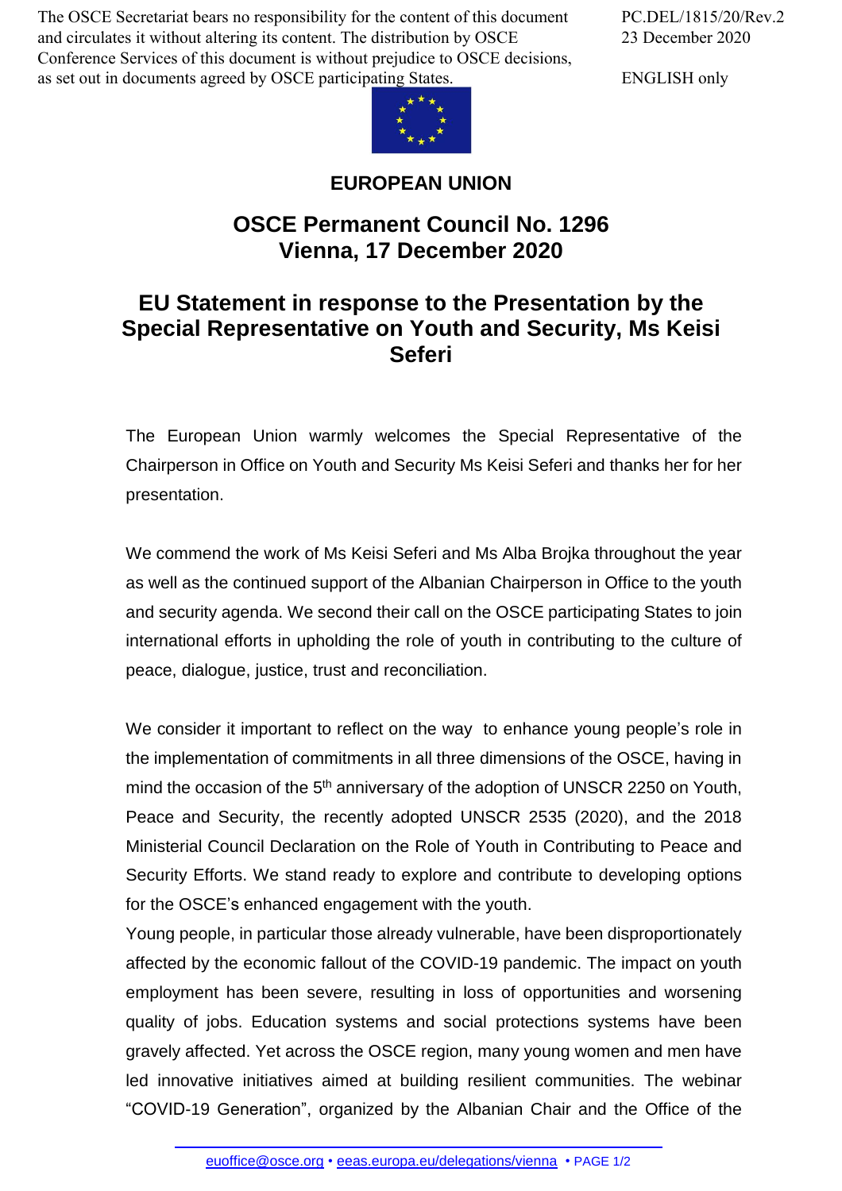The OSCE Secretariat bears no responsibility for the content of this document and circulates it without altering its content. The distribution by OSCE Conference Services of this document is without prejudice to OSCE decisions, as set out in documents agreed by OSCE participating States.

PC.DEL/1815/20/Rev.2
23 December 2020

ENGLISH only

**EUROPEAN UNION**

# OSCE Permanent Council No. 1296
# Vienna, 17 December 2020

## EU Statement in response to the Presentation by the Special Representative on Youth and Security, Ms Keisi Seferi

The European Union warmly welcomes the Special Representative of the Chairperson in Office on Youth and Security Ms Keisi Seferi and thanks her for her presentation.

We commend the work of Ms Keisi Seferi and Ms Alba Brojka throughout the year as well as the continued support of the Albanian Chairperson in Office to the youth and security agenda. We second their call on the OSCE participating States to join international efforts in upholding the role of youth in contributing to the culture of peace, dialogue, justice, trust and reconciliation.

We consider it important to reflect on the way to enhance young people's role in the implementation of commitments in all three dimensions of the OSCE, having in mind the occasion of the 5th anniversary of the adoption of UNSCR 2250 on Youth, Peace and Security, the recently adopted UNSCR 2535 (2020), and the 2018 Ministerial Council Declaration on the Role of Youth in Contributing to Peace and Security Efforts. We stand ready to explore and contribute to developing options for the OSCE's enhanced engagement with the youth.

Young people, in particular those already vulnerable, have been disproportionately affected by the economic fallout of the COVID-19 pandemic. The impact on youth employment has been severe, resulting in loss of opportunities and worsening quality of jobs. Education systems and social protections systems have been gravely affected. Yet across the OSCE region, many young women and men have led innovative initiatives aimed at building resilient communities. The webinar "COVID-19 Generation", organized by the Albanian Chair and the Office of the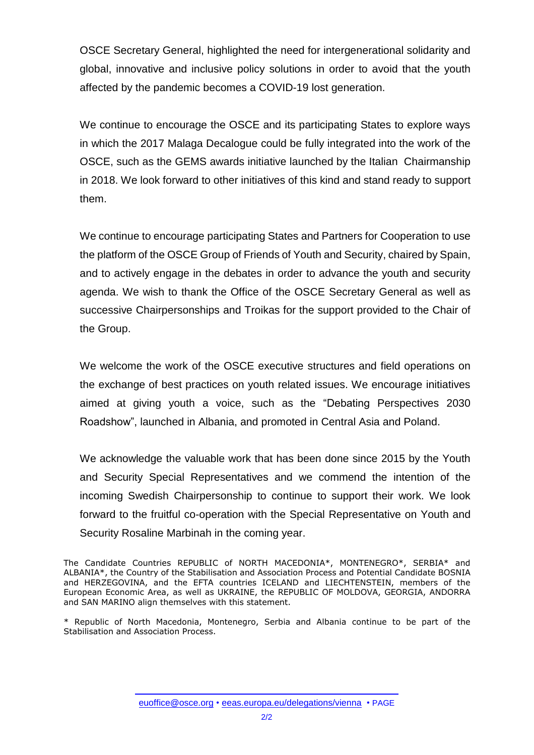OSCE Secretary General, highlighted the need for intergenerational solidarity and global, innovative and inclusive policy solutions in order to avoid that the youth affected by the pandemic becomes a COVID-19 lost generation.

We continue to encourage the OSCE and its participating States to explore ways in which the 2017 Malaga Decalogue could be fully integrated into the work of the OSCE, such as the GEMS awards initiative launched by the Italian Chairmanship in 2018. We look forward to other initiatives of this kind and stand ready to support them.

We continue to encourage participating States and Partners for Cooperation to use the platform of the OSCE Group of Friends of Youth and Security, chaired by Spain, and to actively engage in the debates in order to advance the youth and security agenda. We wish to thank the Office of the OSCE Secretary General as well as successive Chairpersonships and Troikas for the support provided to the Chair of the Group.

We welcome the work of the OSCE executive structures and field operations on the exchange of best practices on youth related issues. We encourage initiatives aimed at giving youth a voice, such as the "Debating Perspectives 2030 Roadshow", launched in Albania, and promoted in Central Asia and Poland.

We acknowledge the valuable work that has been done since 2015 by the Youth and Security Special Representatives and we commend the intention of the incoming Swedish Chairpersonship to continue to support their work. We look forward to the fruitful co-operation with the Special Representative on Youth and Security Rosaline Marbinah in the coming year.

The Candidate Countries REPUBLIC of NORTH MACEDONIA*, MONTENEGRO*, SERBIA* and ALBANIA*, the Country of the Stabilisation and Association Process and Potential Candidate BOSNIA and HERZEGOVINA, and the EFTA countries ICELAND and LIECHTENSTEIN, members of the European Economic Area, as well as UKRAINE, the REPUBLIC OF MOLDOVA, GEORGIA, ANDORRA and SAN MARINO align themselves with this statement.

* Republic of North Macedonia, Montenegro, Serbia and Albania continue to be part of the Stabilisation and Association Process.